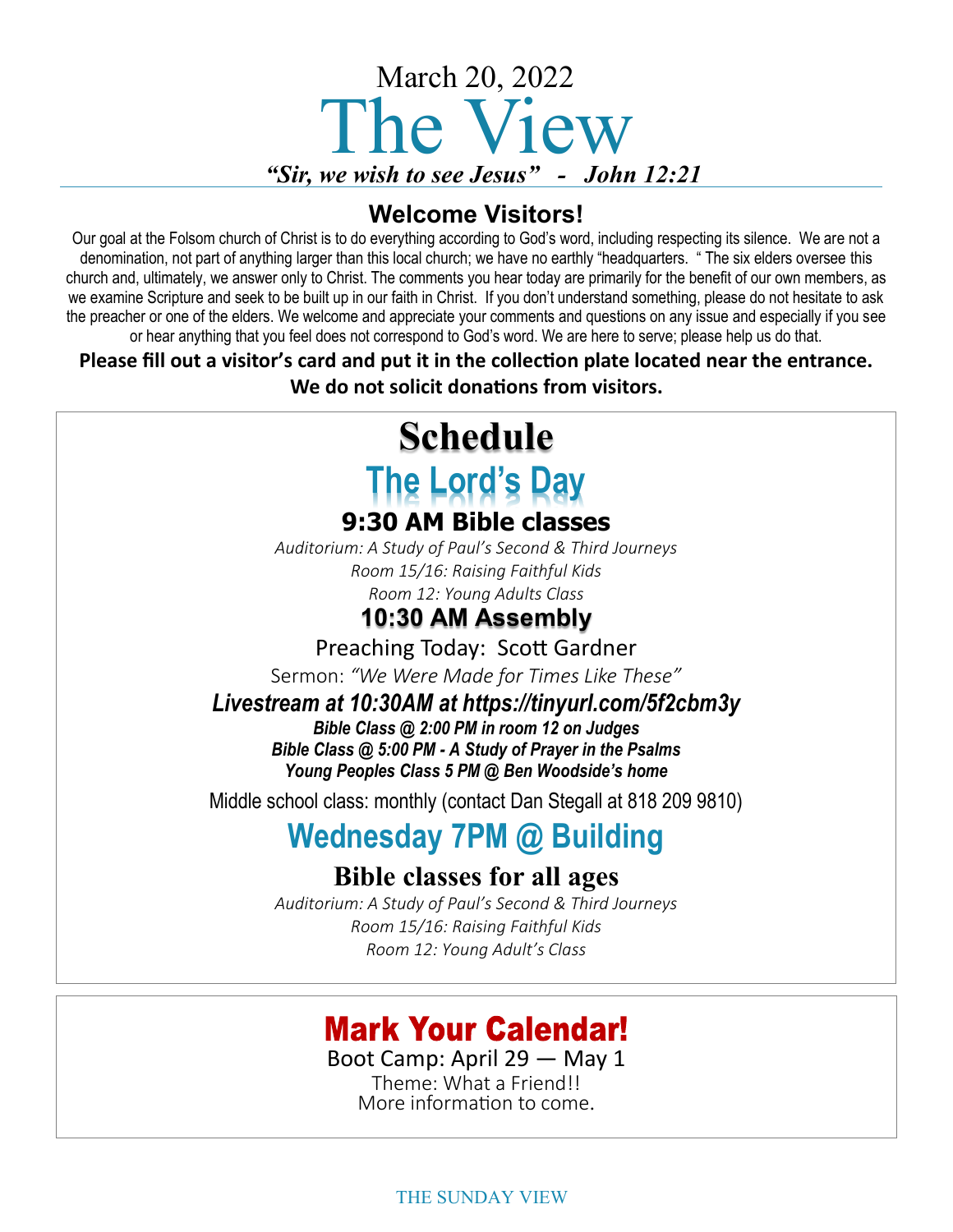March 20, 2022

# The View

***"Sir, we wish to see Jesus" - John 12:21***

## Welcome Visitors!

Our goal at the Folsom church of Christ is to do everything according to God's word, including respecting its silence. We are not a denomination, not part of anything larger than this local church; we have no earthly "headquarters. " The six elders oversee this church and, ultimately, we answer only to Christ. The comments you hear today are primarily for the benefit of our own members, as we examine Scripture and seek to be built up in our faith in Christ. If you don't understand something, please do not hesitate to ask the preacher or one of the elders. We welcome and appreciate your comments and questions on any issue and especially if you see or hear anything that you feel does not correspond to God's word. We are here to serve; please help us do that.

**Please fill out a visitor's card and put it in the collection plate located near the entrance.**
**We do not solicit donations from visitors.**

# Schedule

## The Lord's Day

### 9:30 AM Bible classes

*Auditorium: A Study of Paul's Second & Third Journeys*
*Room 15/16: Raising Faithful Kids*
*Room 12: Young Adults Class*

### 10:30 AM Assembly

Preaching Today: Scott Gardner

Sermon: *"We Were Made for Times Like These"*

***Livestream at 10:30AM at https://tinyurl.com/5f2cbm3y***

***Bible Class @ 2:00 PM in room 12 on Judges***
***Bible Class @ 5:00 PM - A Study of Prayer in the Psalms***
***Young Peoples Class 5 PM @ Ben Woodside's home***

Middle school class: monthly (contact Dan Stegall at 818 209 9810)

## Wednesday 7PM @ Building

### Bible classes for all ages

*Auditorium: A Study of Paul's Second & Third Journeys*
*Room 15/16: Raising Faithful Kids*
*Room 12: Young Adult's Class*

## Mark Your Calendar!

Boot Camp: April 29 — May 1
Theme: What a Friend!!
More information to come.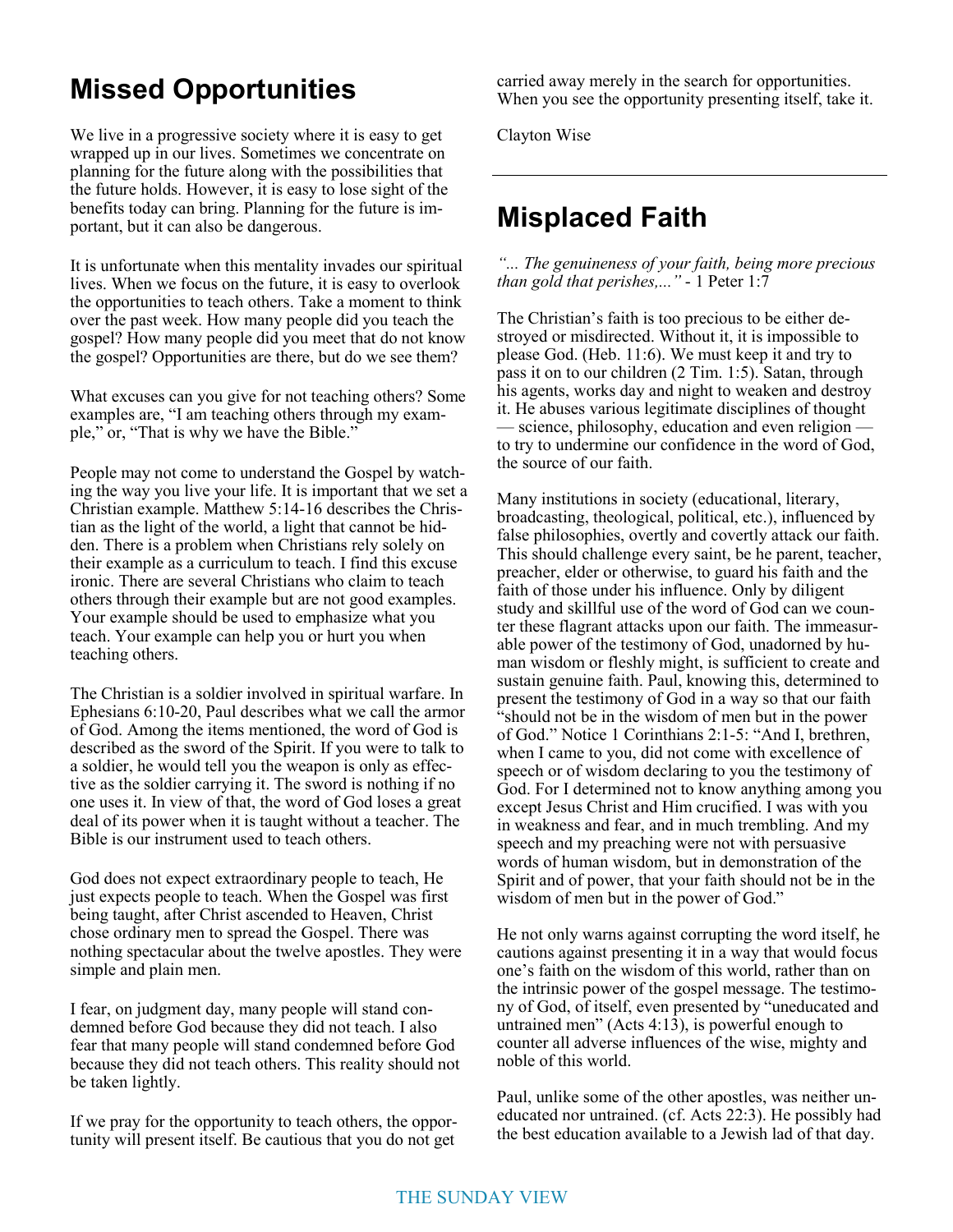# Missed Opportunities

We live in a progressive society where it is easy to get wrapped up in our lives. Sometimes we concentrate on planning for the future along with the possibilities that the future holds. However, it is easy to lose sight of the benefits today can bring. Planning for the future is important, but it can also be dangerous.

It is unfortunate when this mentality invades our spiritual lives. When we focus on the future, it is easy to overlook the opportunities to teach others. Take a moment to think over the past week. How many people did you teach the gospel? How many people did you meet that do not know the gospel? Opportunities are there, but do we see them?

What excuses can you give for not teaching others? Some examples are, "I am teaching others through my example," or, "That is why we have the Bible."

People may not come to understand the Gospel by watching the way you live your life. It is important that we set a Christian example. Matthew 5:14-16 describes the Christian as the light of the world, a light that cannot be hidden. There is a problem when Christians rely solely on their example as a curriculum to teach. I find this excuse ironic. There are several Christians who claim to teach others through their example but are not good examples. Your example should be used to emphasize what you teach. Your example can help you or hurt you when teaching others.

The Christian is a soldier involved in spiritual warfare. In Ephesians 6:10-20, Paul describes what we call the armor of God. Among the items mentioned, the word of God is described as the sword of the Spirit. If you were to talk to a soldier, he would tell you the weapon is only as effective as the soldier carrying it. The sword is nothing if no one uses it. In view of that, the word of God loses a great deal of its power when it is taught without a teacher. The Bible is our instrument used to teach others.

God does not expect extraordinary people to teach, He just expects people to teach. When the Gospel was first being taught, after Christ ascended to Heaven, Christ chose ordinary men to spread the Gospel. There was nothing spectacular about the twelve apostles. They were simple and plain men.

I fear, on judgment day, many people will stand condemned before God because they did not teach. I also fear that many people will stand condemned before God because they did not teach others. This reality should not be taken lightly.

If we pray for the opportunity to teach others, the opportunity will present itself. Be cautious that you do not get carried away merely in the search for opportunities. When you see the opportunity presenting itself, take it.

Clayton Wise

---

# Misplaced Faith

*"... The genuineness of your faith, being more precious than gold that perishes,..."* - 1 Peter 1:7

The Christian's faith is too precious to be either destroyed or misdirected. Without it, it is impossible to please God. (Heb. 11:6). We must keep it and try to pass it on to our children (2 Tim. 1:5). Satan, through his agents, works day and night to weaken and destroy it. He abuses various legitimate disciplines of thought — science, philosophy, education and even religion — to try to undermine our confidence in the word of God, the source of our faith.

Many institutions in society (educational, literary, broadcasting, theological, political, etc.), influenced by false philosophies, overtly and covertly attack our faith. This should challenge every saint, be he parent, teacher, preacher, elder or otherwise, to guard his faith and the faith of those under his influence. Only by diligent study and skillful use of the word of God can we counter these flagrant attacks upon our faith. The immeasurable power of the testimony of God, unadorned by human wisdom or fleshly might, is sufficient to create and sustain genuine faith. Paul, knowing this, determined to present the testimony of God in a way so that our faith "should not be in the wisdom of men but in the power of God." Notice 1 Corinthians 2:1-5: "And I, brethren, when I came to you, did not come with excellence of speech or of wisdom declaring to you the testimony of God. For I determined not to know anything among you except Jesus Christ and Him crucified. I was with you in weakness and fear, and in much trembling. And my speech and my preaching were not with persuasive words of human wisdom, but in demonstration of the Spirit and of power, that your faith should not be in the wisdom of men but in the power of God."

He not only warns against corrupting the word itself, he cautions against presenting it in a way that would focus one's faith on the wisdom of this world, rather than on the intrinsic power of the gospel message. The testimony of God, of itself, even presented by "uneducated and untrained men" (Acts 4:13), is powerful enough to counter all adverse influences of the wise, mighty and noble of this world.

Paul, unlike some of the other apostles, was neither uneducated nor untrained. (cf. Acts 22:3). He possibly had the best education available to a Jewish lad of that day.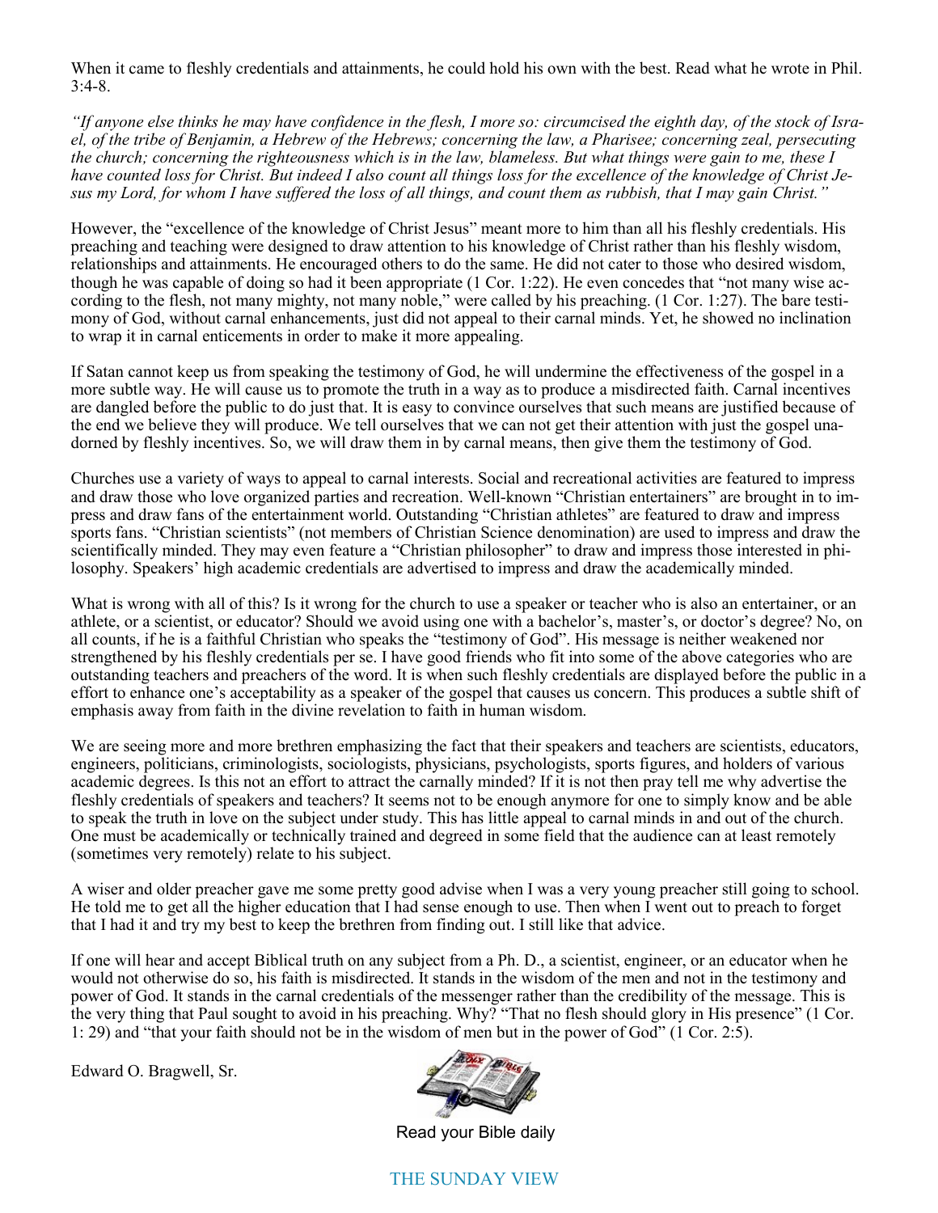When it came to fleshly credentials and attainments, he could hold his own with the best. Read what he wrote in Phil. 3:4-8.

*"If anyone else thinks he may have confidence in the flesh, I more so: circumcised the eighth day, of the stock of Israel, of the tribe of Benjamin, a Hebrew of the Hebrews; concerning the law, a Pharisee; concerning zeal, persecuting the church; concerning the righteousness which is in the law, blameless. But what things were gain to me, these I have counted loss for Christ. But indeed I also count all things loss for the excellence of the knowledge of Christ Jesus my Lord, for whom I have suffered the loss of all things, and count them as rubbish, that I may gain Christ."*

However, the "excellence of the knowledge of Christ Jesus" meant more to him than all his fleshly credentials. His preaching and teaching were designed to draw attention to his knowledge of Christ rather than his fleshly wisdom, relationships and attainments. He encouraged others to do the same. He did not cater to those who desired wisdom, though he was capable of doing so had it been appropriate (1 Cor. 1:22). He even concedes that "not many wise according to the flesh, not many mighty, not many noble," were called by his preaching. (1 Cor. 1:27). The bare testimony of God, without carnal enhancements, just did not appeal to their carnal minds. Yet, he showed no inclination to wrap it in carnal enticements in order to make it more appealing.

If Satan cannot keep us from speaking the testimony of God, he will undermine the effectiveness of the gospel in a more subtle way. He will cause us to promote the truth in a way as to produce a misdirected faith. Carnal incentives are dangled before the public to do just that. It is easy to convince ourselves that such means are justified because of the end we believe they will produce. We tell ourselves that we can not get their attention with just the gospel unadorned by fleshly incentives. So, we will draw them in by carnal means, then give them the testimony of God.

Churches use a variety of ways to appeal to carnal interests. Social and recreational activities are featured to impress and draw those who love organized parties and recreation. Well-known "Christian entertainers" are brought in to impress and draw fans of the entertainment world. Outstanding "Christian athletes" are featured to draw and impress sports fans. "Christian scientists" (not members of Christian Science denomination) are used to impress and draw the scientifically minded. They may even feature a "Christian philosopher" to draw and impress those interested in philosophy. Speakers' high academic credentials are advertised to impress and draw the academically minded.

What is wrong with all of this? Is it wrong for the church to use a speaker or teacher who is also an entertainer, or an athlete, or a scientist, or educator? Should we avoid using one with a bachelor's, master's, or doctor's degree? No, on all counts, if he is a faithful Christian who speaks the "testimony of God". His message is neither weakened nor strengthened by his fleshly credentials per se. I have good friends who fit into some of the above categories who are outstanding teachers and preachers of the word. It is when such fleshly credentials are displayed before the public in a effort to enhance one's acceptability as a speaker of the gospel that causes us concern. This produces a subtle shift of emphasis away from faith in the divine revelation to faith in human wisdom.

We are seeing more and more brethren emphasizing the fact that their speakers and teachers are scientists, educators, engineers, politicians, criminologists, sociologists, physicians, psychologists, sports figures, and holders of various academic degrees. Is this not an effort to attract the carnally minded? If it is not then pray tell me why advertise the fleshly credentials of speakers and teachers? It seems not to be enough anymore for one to simply know and be able to speak the truth in love on the subject under study. This has little appeal to carnal minds in and out of the church. One must be academically or technically trained and degreed in some field that the audience can at least remotely (sometimes very remotely) relate to his subject.

A wiser and older preacher gave me some pretty good advise when I was a very young preacher still going to school. He told me to get all the higher education that I had sense enough to use. Then when I went out to preach to forget that I had it and try my best to keep the brethren from finding out. I still like that advice.

If one will hear and accept Biblical truth on any subject from a Ph. D., a scientist, engineer, or an educator when he would not otherwise do so, his faith is misdirected. It stands in the wisdom of the men and not in the testimony and power of God. It stands in the carnal credentials of the messenger rather than the credibility of the message. This is the very thing that Paul sought to avoid in his preaching. Why? "That no flesh should glory in His presence" (1 Cor. 1: 29) and "that your faith should not be in the wisdom of men but in the power of God" (1 Cor. 2:5).

Edward O. Bragwell, Sr.

Read your Bible daily

THE SUNDAY VIEW